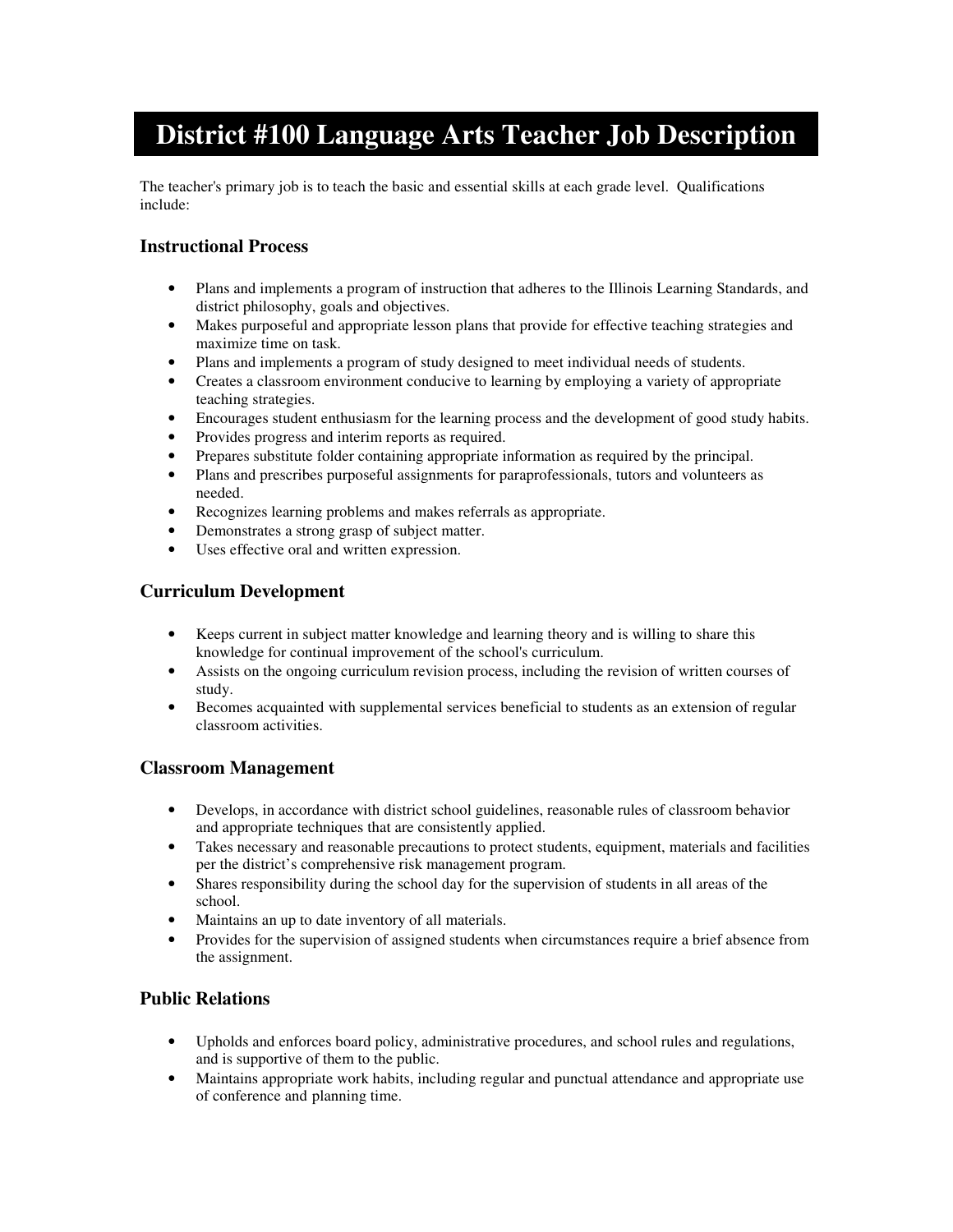# District #100 Language Arts Teacher Job Description

The teacher's primary job is to teach the basic and essential skills at each grade level. Qualifications include:

### Instructional Process

- Plans and implements a program of instruction that adheres to the Illinois Learning Standards, and district philosophy, goals and objectives.
- Makes purposeful and appropriate lesson plans that provide for effective teaching strategies and maximize time on task.
- Plans and implements a program of study designed to meet individual needs of students.
- Creates a classroom environment conducive to learning by employing a variety of appropriate teaching strategies.
- Encourages student enthusiasm for the learning process and the development of good study habits.
- Provides progress and interim reports as required.
- Prepares substitute folder containing appropriate information as required by the principal.
- Plans and prescribes purposeful assignments for paraprofessionals, tutors and volunteers as needed.
- Recognizes learning problems and makes referrals as appropriate.
- Demonstrates a strong grasp of subject matter.
- Uses effective oral and written expression.

### Curriculum Development

- Keeps current in subject matter knowledge and learning theory and is willing to share this knowledge for continual improvement of the school's curriculum.
- Assists on the ongoing curriculum revision process, including the revision of written courses of study.
- Becomes acquainted with supplemental services beneficial to students as an extension of regular classroom activities.

### Classroom Management

- Develops, in accordance with district school guidelines, reasonable rules of classroom behavior and appropriate techniques that are consistently applied.
- Takes necessary and reasonable precautions to protect students, equipment, materials and facilities per the district's comprehensive risk management program.
- Shares responsibility during the school day for the supervision of students in all areas of the school.
- Maintains an up to date inventory of all materials.
- Provides for the supervision of assigned students when circumstances require a brief absence from the assignment.

### Public Relations

- Upholds and enforces board policy, administrative procedures, and school rules and regulations, and is supportive of them to the public.
- Maintains appropriate work habits, including regular and punctual attendance and appropriate use of conference and planning time.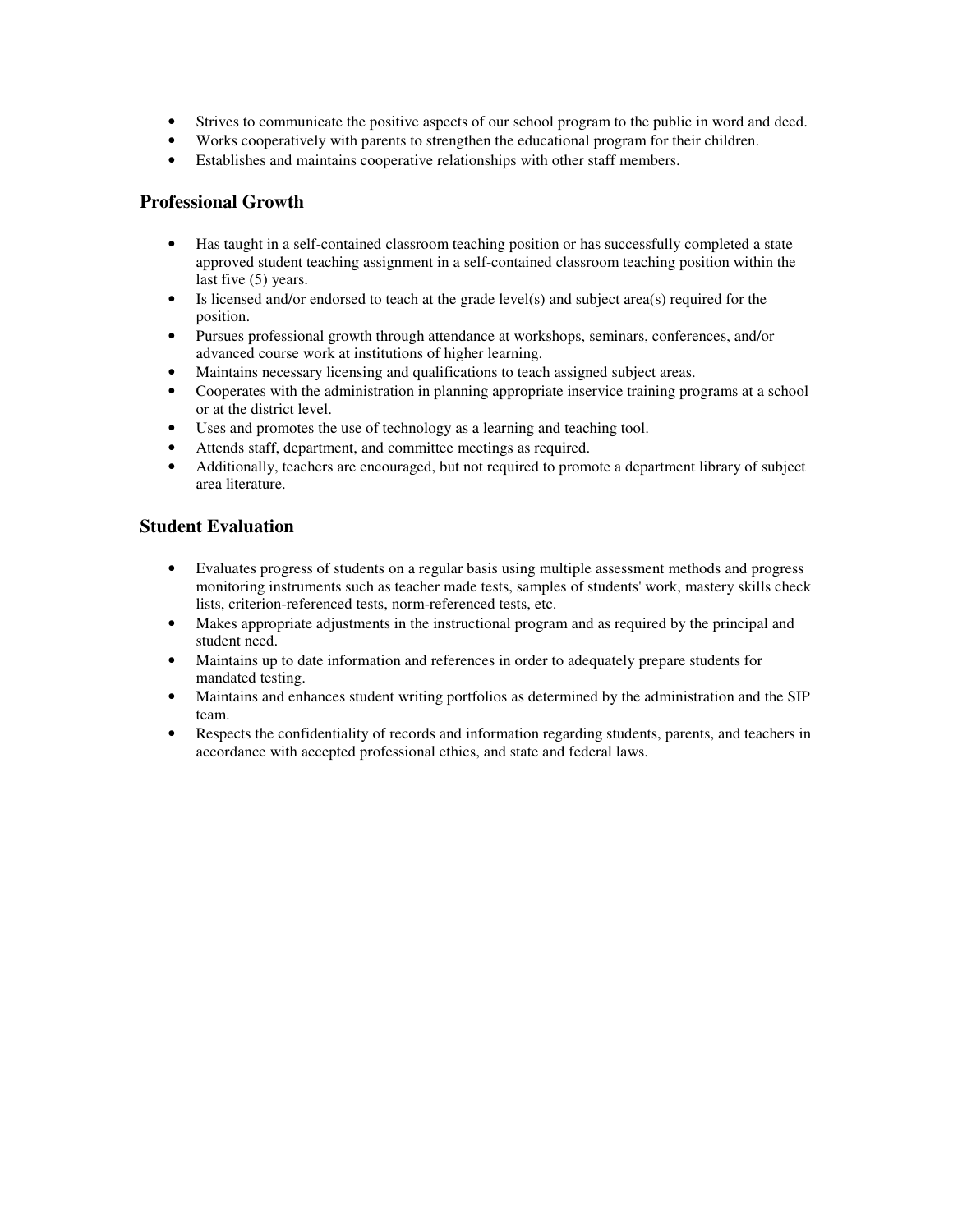- Strives to communicate the positive aspects of our school program to the public in word and deed.
- Works cooperatively with parents to strengthen the educational program for their children.
- Establishes and maintains cooperative relationships with other staff members.

### Professional Growth

- Has taught in a self-contained classroom teaching position or has successfully completed a state approved student teaching assignment in a self-contained classroom teaching position within the last five (5) years.
- Is licensed and/or endorsed to teach at the grade level(s) and subject area(s) required for the position.
- Pursues professional growth through attendance at workshops, seminars, conferences, and/or advanced course work at institutions of higher learning.
- Maintains necessary licensing and qualifications to teach assigned subject areas.
- Cooperates with the administration in planning appropriate inservice training programs at a school or at the district level.
- Uses and promotes the use of technology as a learning and teaching tool.
- Attends staff, department, and committee meetings as required.
- Additionally, teachers are encouraged, but not required to promote a department library of subject area literature.

### Student Evaluation

- Evaluates progress of students on a regular basis using multiple assessment methods and progress monitoring instruments such as teacher made tests, samples of students' work, mastery skills check lists, criterion-referenced tests, norm-referenced tests, etc.
- Makes appropriate adjustments in the instructional program and as required by the principal and student need.
- Maintains up to date information and references in order to adequately prepare students for mandated testing.
- Maintains and enhances student writing portfolios as determined by the administration and the SIP team.
- Respects the confidentiality of records and information regarding students, parents, and teachers in accordance with accepted professional ethics, and state and federal laws.